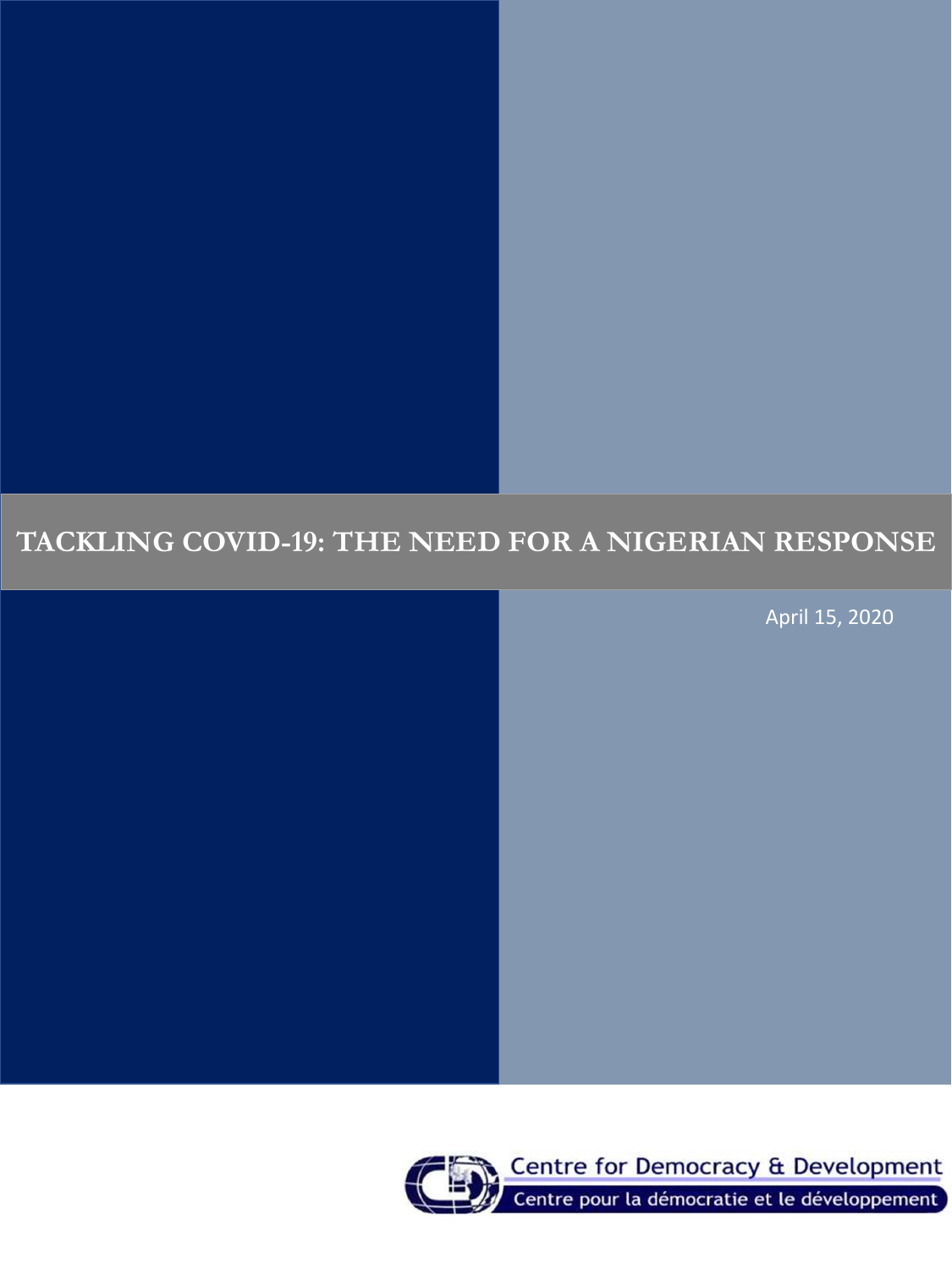# TACKLING COVID-19: THE NEED FOR A NIGERIAN RESPONSE

April 15, 2020

Centre for Democracy & Development

Centre pour la démocratie et le développement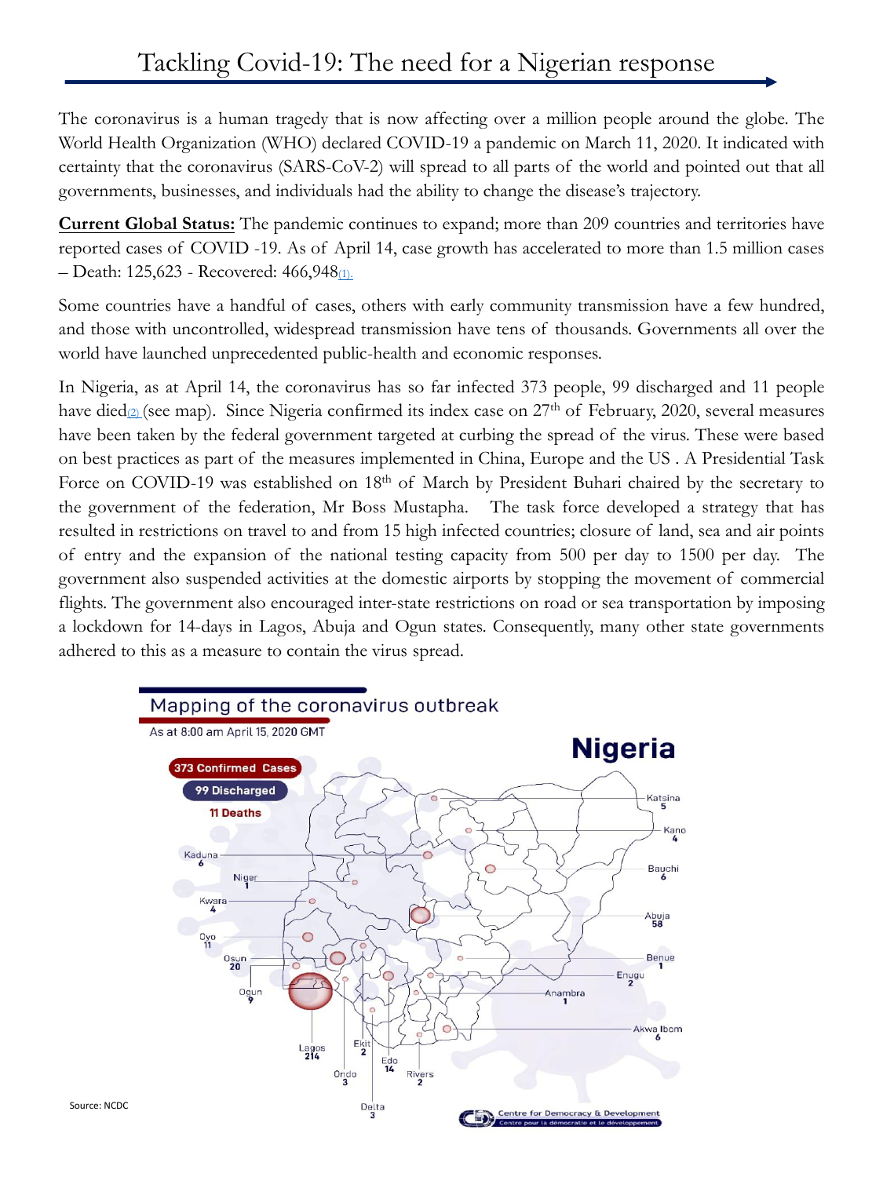# Tackling Covid-19: The need for a Nigerian response

The coronavirus is a human tragedy that is now affecting over a million people around the globe. The World Health Organization (WHO) declared COVID-19 a pandemic on March 11, 2020. It indicated with certainty that the coronavirus (SARS-CoV-2) will spread to all parts of the world and pointed out that all governments, businesses, and individuals had the ability to change the disease's trajectory.

**Current Global Status:** The pandemic continues to expand; more than 209 countries and territories have reported cases of COVID -19. As of April 14, case growth has accelerated to more than 1.5 million cases – Death: 125,623 - Recovered: 466,948[(1).]

Some countries have a handful of cases, others with early community transmission have a few hundred, and those with uncontrolled, widespread transmission have tens of thousands. Governments all over the world have launched unprecedented public-health and economic responses.

In Nigeria, as at April 14, the coronavirus has so far infected 373 people, 99 discharged and 11 people have died[(2)] (see map). Since Nigeria confirmed its index case on 27th of February, 2020, several measures have been taken by the federal government targeted at curbing the spread of the virus. These were based on best practices as part of the measures implemented in China, Europe and the US . A Presidential Task Force on COVID-19 was established on 18th of March by President Buhari chaired by the secretary to the government of the federation, Mr Boss Mustapha. The task force developed a strategy that has resulted in restrictions on travel to and from 15 high infected countries; closure of land, sea and air points of entry and the expansion of the national testing capacity from 500 per day to 1500 per day. The government also suspended activities at the domestic airports by stopping the movement of commercial flights. The government also encouraged inter-state restrictions on road or sea transportation by imposing a lockdown for 14-days in Lagos, Abuja and Ogun states. Consequently, many other state governments adhered to this as a measure to contain the virus spread.

**Mapping of the coronavirus outbreak**

As at 8:00 am April 15, 2020 GMT

**Nigeria**

- 373 Confirmed Cases
- 99 Discharged
- 11 Deaths

| State | Cases |
|---|---|
| Kaduna | 6 |
| Niger | 1 |
| Kwara | 4 |
| Oyo | 11 |
| Osun | 20 |
| Ogun | 9 |
| Lagos | 214 |
| Ondo | 3 |
| Ekiti | 2 |
| Delta | 3 |
| Edo | 14 |
| Rivers | 2 |
| Akwa Ibom | 6 |
| Anambra | 1 |
| Enugu | 2 |
| Benue | 1 |
| Abuja | 58 |
| Bauchi | 6 |
| Kano | 4 |
| Katsina | 5 |

Source: NCDC

Centre for Democracy & Development / Centre pour la démocratie et le développement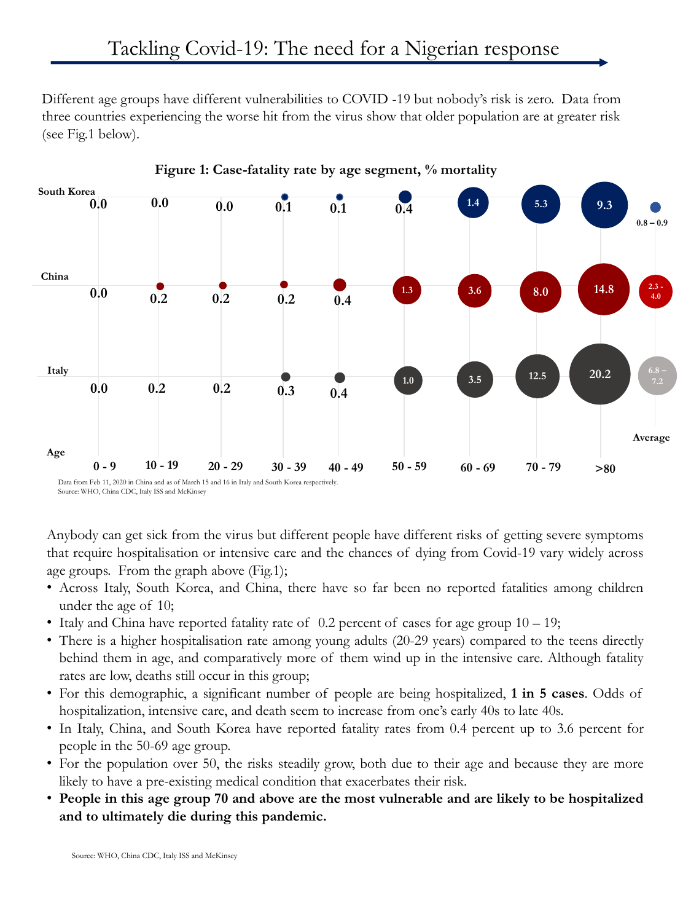# Tackling Covid-19: The need for a Nigerian response

Different age groups have different vulnerabilities to COVID -19 but nobody's risk is zero. Data from three countries experiencing the worse hit from the virus show that older population are at greater risk (see Fig.1 below).

**Figure 1: Case-fatality rate by age segment, % mortality**

| Age | 0 - 9 | 10 - 19 | 20 - 29 | 30 - 39 | 40 - 49 | 50 - 59 | 60 - 69 | 70 - 79 | >80 | Average |
|---|---|---|---|---|---|---|---|---|---|---|
| South Korea | 0.0 | 0.0 | 0.0 | 0.1 | 0.1 | 0.4 | 1.4 | 5.3 | 9.3 | 0.8 – 0.9 |
| China | 0.0 | 0.2 | 0.2 | 0.2 | 0.4 | 1.3 | 3.6 | 8.0 | 14.8 | 2.3 - 4.0 |
| Italy | 0.0 | 0.2 | 0.2 | 0.3 | 0.4 | 1.0 | 3.5 | 12.5 | 20.2 | 6.8 – 7.2 |

Data from Feb 11, 2020 in China and as of March 15 and 16 in Italy and South Korea respectively.
Source: WHO, China CDC, Italy ISS and McKinsey

Anybody can get sick from the virus but different people have different risks of getting severe symptoms that require hospitalisation or intensive care and the chances of dying from Covid-19 vary widely across age groups. From the graph above (Fig.1);

- Across Italy, South Korea, and China, there have so far been no reported fatalities among children under the age of 10;
- Italy and China have reported fatality rate of 0.2 percent of cases for age group 10 – 19;
- There is a higher hospitalisation rate among young adults (20-29 years) compared to the teens directly behind them in age, and comparatively more of them wind up in the intensive care. Although fatality rates are low, deaths still occur in this group;
- For this demographic, a significant number of people are being hospitalized, **1 in 5 cases**. Odds of hospitalization, intensive care, and death seem to increase from one's early 40s to late 40s.
- In Italy, China, and South Korea have reported fatality rates from 0.4 percent up to 3.6 percent for people in the 50-69 age group.
- For the population over 50, the risks steadily grow, both due to their age and because they are more likely to have a pre-existing medical condition that exacerbates their risk.
- **People in this age group 70 and above are the most vulnerable and are likely to be hospitalized and to ultimately die during this pandemic.**

Source: WHO, China CDC, Italy ISS and McKinsey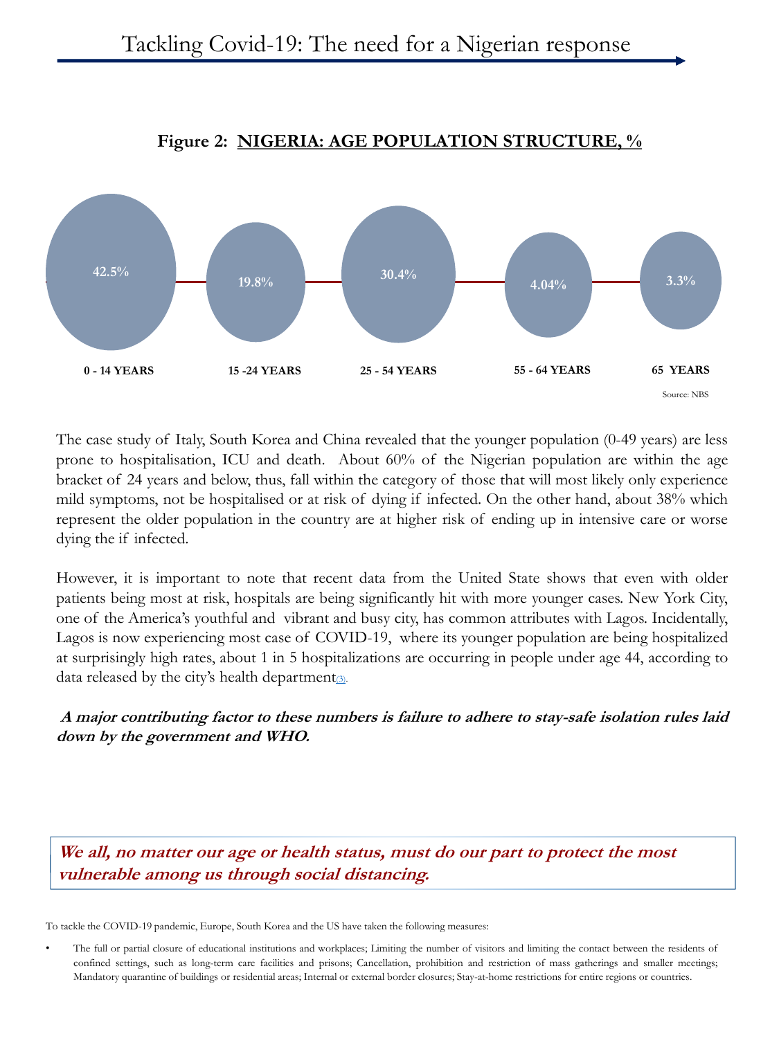**Figure 2: NIGERIA: AGE POPULATION STRUCTURE, %**

| 0 - 14 YEARS | 15 -24 YEARS | 25 - 54 YEARS | 55 - 64 YEARS | 65 YEARS |
|---|---|---|---|---|
| 42.5% | 19.8% | 30.4% | 4.04% | 3.3% |

Source: NBS

The case study of Italy, South Korea and China revealed that the younger population (0-49 years) are less prone to hospitalisation, ICU and death. About 60% of the Nigerian population are within the age bracket of 24 years and below, thus, fall within the category of those that will most likely only experience mild symptoms, not be hospitalised or at risk of dying if infected. On the other hand, about 38% which represent the older population in the country are at higher risk of ending up in intensive care or worse dying the if infected.

However, it is important to note that recent data from the United State shows that even with older patients being most at risk, hospitals are being significantly hit with more younger cases. New York City, one of the America's youthful and vibrant and busy city, has common attributes with Lagos. Incidentally, Lagos is now experiencing most case of COVID-19, where its younger population are being hospitalized at surprisingly high rates, about 1 in 5 hospitalizations are occurring in people under age 44, according to data released by the city's health department(3).

***A major contributing factor to these numbers is failure to adhere to stay-safe isolation rules laid down by the government and WHO.***

***We all, no matter our age or health status, must do our part to protect the most vulnerable among us through social distancing.***

To tackle the COVID-19 pandemic, Europe, South Korea and the US have taken the following measures:

- The full or partial closure of educational institutions and workplaces; Limiting the number of visitors and limiting the contact between the residents of confined settings, such as long-term care facilities and prisons; Cancellation, prohibition and restriction of mass gatherings and smaller meetings; Mandatory quarantine of buildings or residential areas; Internal or external border closures; Stay-at-home restrictions for entire regions or countries.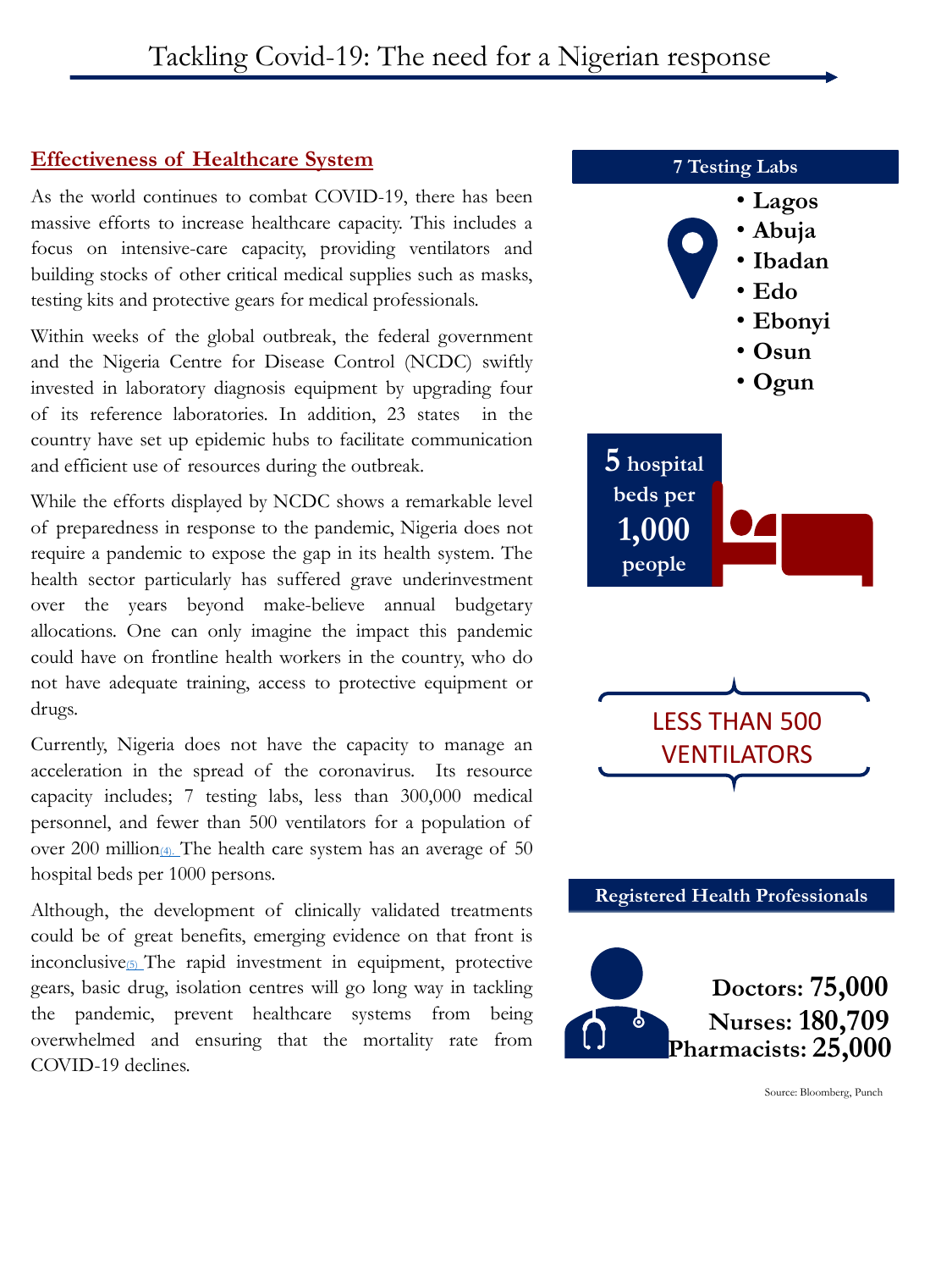# Tackling Covid-19: The need for a Nigerian response

## Effectiveness of Healthcare System

As the world continues to combat COVID-19, there has been massive efforts to increase healthcare capacity. This includes a focus on intensive-care capacity, providing ventilators and building stocks of other critical medical supplies such as masks, testing kits and protective gears for medical professionals.

Within weeks of the global outbreak, the federal government and the Nigeria Centre for Disease Control (NCDC) swiftly invested in laboratory diagnosis equipment by upgrading four of its reference laboratories. In addition, 23 states in the country have set up epidemic hubs to facilitate communication and efficient use of resources during the outbreak.

While the efforts displayed by NCDC shows a remarkable level of preparedness in response to the pandemic, Nigeria does not require a pandemic to expose the gap in its health system. The health sector particularly has suffered grave underinvestment over the years beyond make-believe annual budgetary allocations. One can only imagine the impact this pandemic could have on frontline health workers in the country, who do not have adequate training, access to protective equipment or drugs.

Currently, Nigeria does not have the capacity to manage an acceleration in the spread of the coronavirus. Its resource capacity includes; 7 testing labs, less than 300,000 medical personnel, and fewer than 500 ventilators for a population of over 200 million[(4)]. The health care system has an average of 50 hospital beds per 1000 persons.

Although, the development of clinically validated treatments could be of great benefits, emerging evidence on that front is inconclusive[(5)]. The rapid investment in equipment, protective gears, basic drug, isolation centres will go long way in tackling the pandemic, prevent healthcare systems from being overwhelmed and ensuring that the mortality rate from COVID-19 declines.

**7 Testing Labs**

- **Lagos**
- **Abuja**
- **Ibadan**
- **Edo**
- **Ebonyi**
- **Osun**
- **Ogun**

**5 hospital beds per 1,000 people**

LESS THAN 500 VENTILATORS

**Registered Health Professionals**

**Doctors: 75,000**
**Nurses: 180,709**
**Pharmacists: 25,000**

Source: Bloomberg, Punch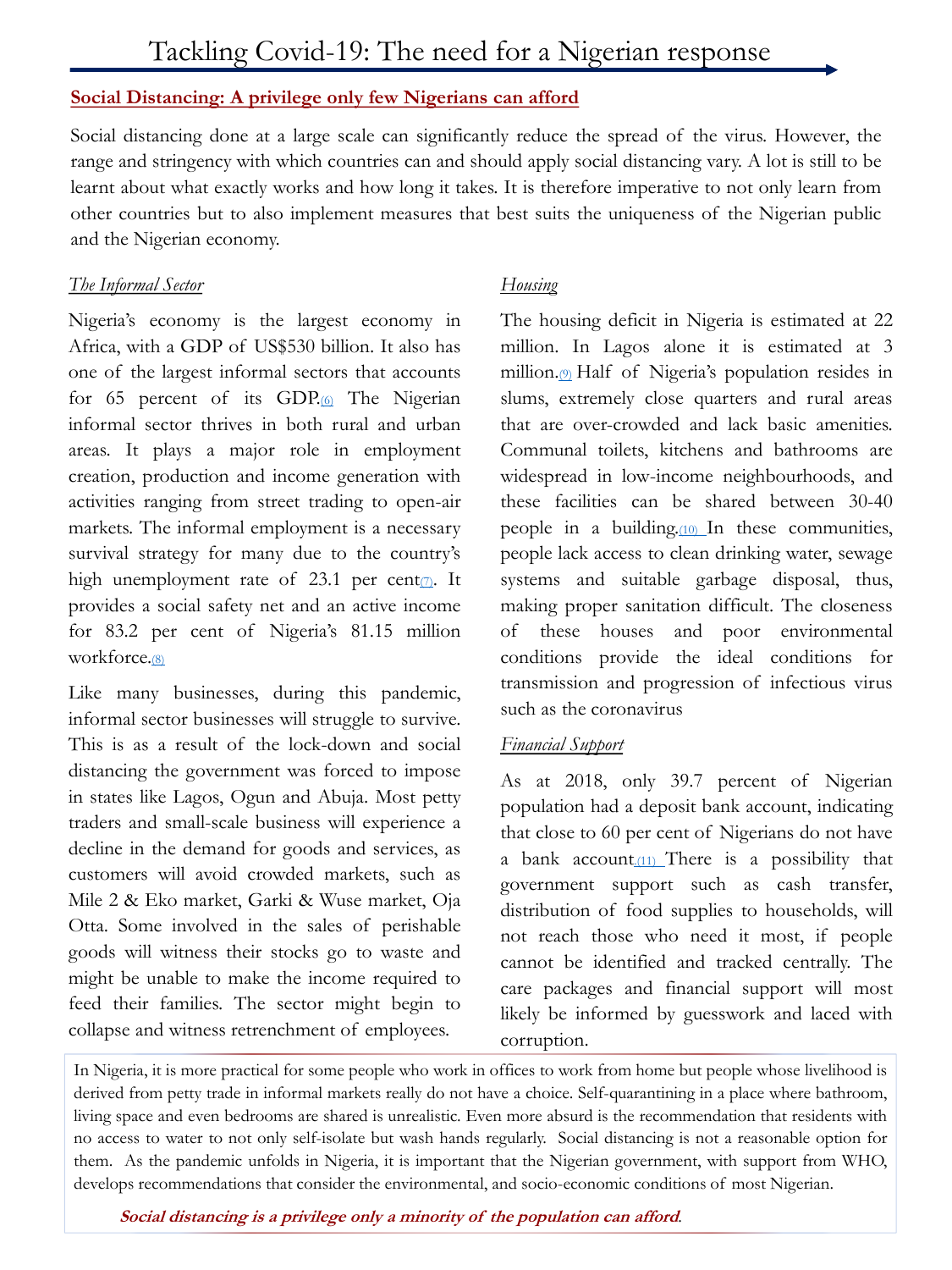# Tackling Covid-19: The need for a Nigerian response

## Social Distancing: A privilege only few Nigerians can afford

Social distancing done at a large scale can significantly reduce the spread of the virus. However, the range and stringency with which countries can and should apply social distancing vary. A lot is still to be learnt about what exactly works and how long it takes. It is therefore imperative to not only learn from other countries but to also implement measures that best suits the uniqueness of the Nigerian public and the Nigerian economy.

### *The Informal Sector*

Nigeria's economy is the largest economy in Africa, with a GDP of US$530 billion. It also has one of the largest informal sectors that accounts for 65 percent of its GDP.[6] The Nigerian informal sector thrives in both rural and urban areas. It plays a major role in employment creation, production and income generation with activities ranging from street trading to open-air markets. The informal employment is a necessary survival strategy for many due to the country's high unemployment rate of 23.1 per cent[7]. It provides a social safety net and an active income for 83.2 per cent of Nigeria's 81.15 million workforce.[8]

Like many businesses, during this pandemic, informal sector businesses will struggle to survive. This is as a result of the lock-down and social distancing the government was forced to impose in states like Lagos, Ogun and Abuja. Most petty traders and small-scale business will experience a decline in the demand for goods and services, as customers will avoid crowded markets, such as Mile 2 & Eko market, Garki & Wuse market, Oja Otta. Some involved in the sales of perishable goods will witness their stocks go to waste and might be unable to make the income required to feed their families. The sector might begin to collapse and witness retrenchment of employees.

### *Housing*

The housing deficit in Nigeria is estimated at 22 million. In Lagos alone it is estimated at 3 million.[9] Half of Nigeria's population resides in slums, extremely close quarters and rural areas that are over-crowded and lack basic amenities. Communal toilets, kitchens and bathrooms are widespread in low-income neighbourhoods, and these facilities can be shared between 30-40 people in a building.[10] In these communities, people lack access to clean drinking water, sewage systems and suitable garbage disposal, thus, making proper sanitation difficult. The closeness of these houses and poor environmental conditions provide the ideal conditions for transmission and progression of infectious virus such as the coronavirus

### *Financial Support*

As at 2018, only 39.7 percent of Nigerian population had a deposit bank account, indicating that close to 60 per cent of Nigerians do not have a bank account[11] There is a possibility that government support such as cash transfer, distribution of food supplies to households, will not reach those who need it most, if people cannot be identified and tracked centrally. The care packages and financial support will most likely be informed by guesswork and laced with corruption.

In Nigeria, it is more practical for some people who work in offices to work from home but people whose livelihood is derived from petty trade in informal markets really do not have a choice. Self-quarantining in a place where bathroom, living space and even bedrooms are shared is unrealistic. Even more absurd is the recommendation that residents with no access to water to not only self-isolate but wash hands regularly. Social distancing is not a reasonable option for them. As the pandemic unfolds in Nigeria, it is important that the Nigerian government, with support from WHO, develops recommendations that consider the environmental, and socio-economic conditions of most Nigerian.

***Social distancing is a privilege only a minority of the population can afford.***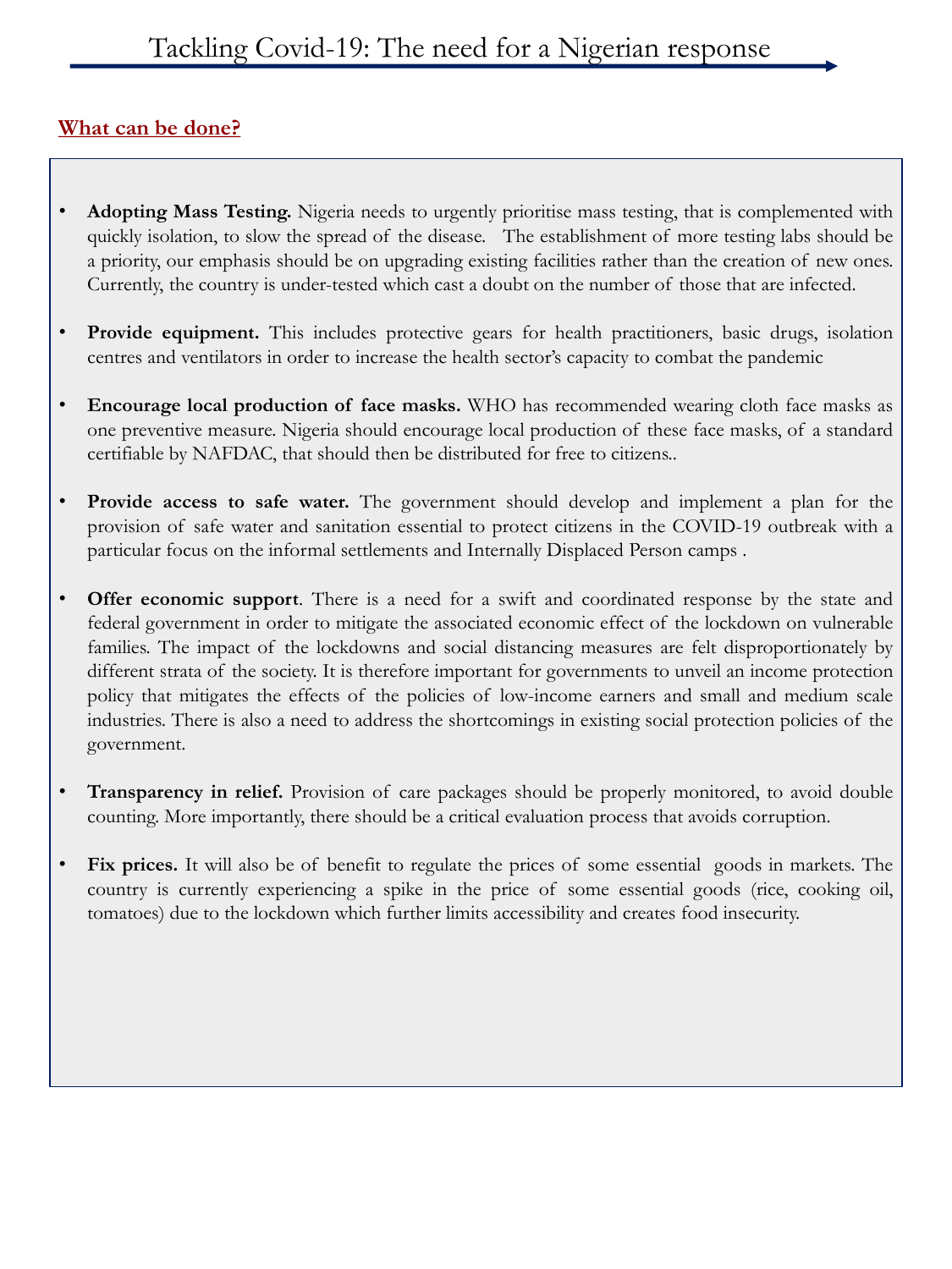# Tackling Covid-19: The need for a Nigerian response

## What can be done?

- **Adopting Mass Testing.** Nigeria needs to urgently prioritise mass testing, that is complemented with quickly isolation, to slow the spread of the disease. The establishment of more testing labs should be a priority, our emphasis should be on upgrading existing facilities rather than the creation of new ones. Currently, the country is under-tested which cast a doubt on the number of those that are infected.

- **Provide equipment.** This includes protective gears for health practitioners, basic drugs, isolation centres and ventilators in order to increase the health sector's capacity to combat the pandemic

- **Encourage local production of face masks.** WHO has recommended wearing cloth face masks as one preventive measure. Nigeria should encourage local production of these face masks, of a standard certifiable by NAFDAC, that should then be distributed for free to citizens..

- **Provide access to safe water.** The government should develop and implement a plan for the provision of safe water and sanitation essential to protect citizens in the COVID-19 outbreak with a particular focus on the informal settlements and Internally Displaced Person camps .

- **Offer economic support**. There is a need for a swift and coordinated response by the state and federal government in order to mitigate the associated economic effect of the lockdown on vulnerable families. The impact of the lockdowns and social distancing measures are felt disproportionately by different strata of the society. It is therefore important for governments to unveil an income protection policy that mitigates the effects of the policies of low-income earners and small and medium scale industries. There is also a need to address the shortcomings in existing social protection policies of the government.

- **Transparency in relief.** Provision of care packages should be properly monitored, to avoid double counting. More importantly, there should be a critical evaluation process that avoids corruption.

- **Fix prices.** It will also be of benefit to regulate the prices of some essential goods in markets. The country is currently experiencing a spike in the price of some essential goods (rice, cooking oil, tomatoes) due to the lockdown which further limits accessibility and creates food insecurity.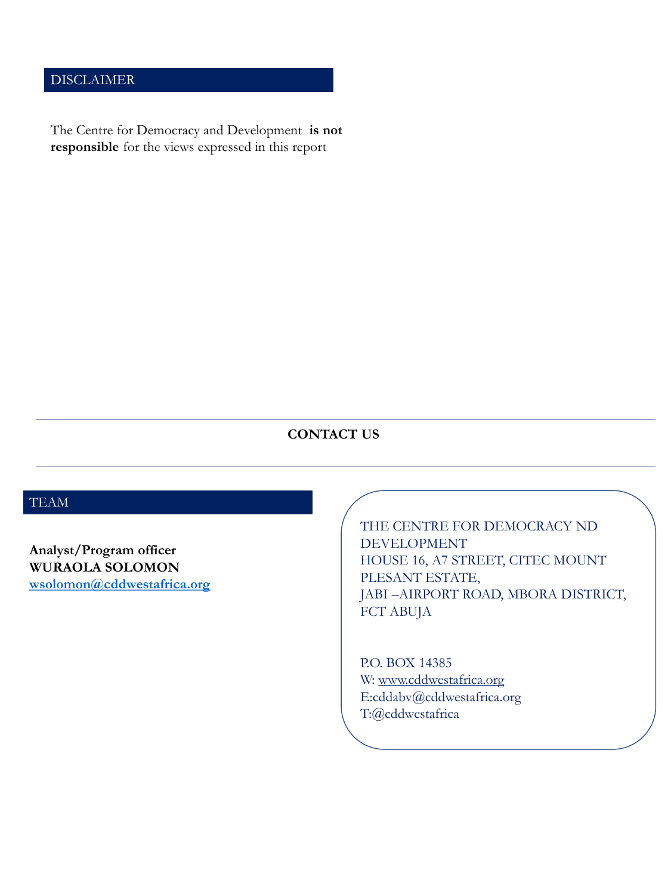## DISCLAIMER

The Centre for Democracy and Development **is not responsible** for the views expressed in this report

---

**CONTACT US**

---

## TEAM

**Analyst/Program officer**
**WURAOLA SOLOMON**
**wsolomon@cddwestafrica.org**

THE CENTRE FOR DEMOCRACY ND DEVELOPMENT
HOUSE 16, A7 STREET, CITEC MOUNT PLESANT ESTATE,
JABI –AIRPORT ROAD, MBORA DISTRICT, FCT ABUJA

P.O. BOX 14385
W: www.cddwestafrica.org
E:cddabv@cddwestafrica.org
T:@cddwestafrica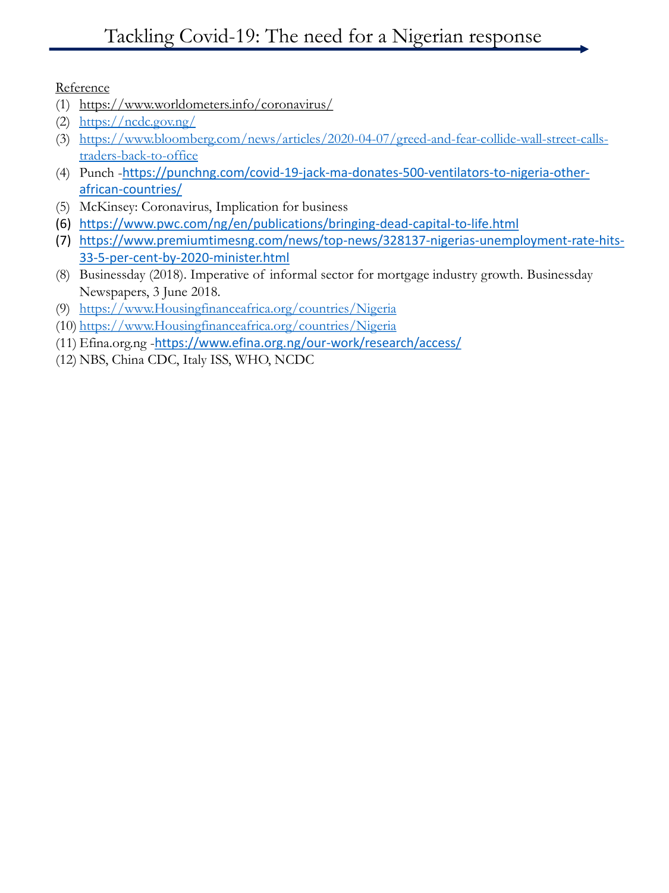Reference

(1) https://www.worldometers.info/coronavirus/
(2) https://ncdc.gov.ng/
(3) https://www.bloomberg.com/news/articles/2020-04-07/greed-and-fear-collide-wall-street-calls-traders-back-to-office
(4) Punch -https://punchng.com/covid-19-jack-ma-donates-500-ventilators-to-nigeria-other-african-countries/
(5) McKinsey: Coronavirus, Implication for business
(6) https://www.pwc.com/ng/en/publications/bringing-dead-capital-to-life.html
(7) https://www.premiumtimesng.com/news/top-news/328137-nigerias-unemployment-rate-hits-33-5-per-cent-by-2020-minister.html
(8) Businessday (2018). Imperative of informal sector for mortgage industry growth. Businessday Newspapers, 3 June 2018.
(9) https://www.Housingfinanceafrica.org/countries/Nigeria
(10) https://www.Housingfinanceafrica.org/countries/Nigeria
(11) Efina.org.ng -https://www.efina.org.ng/our-work/research/access/
(12) NBS, China CDC, Italy ISS, WHO, NCDC